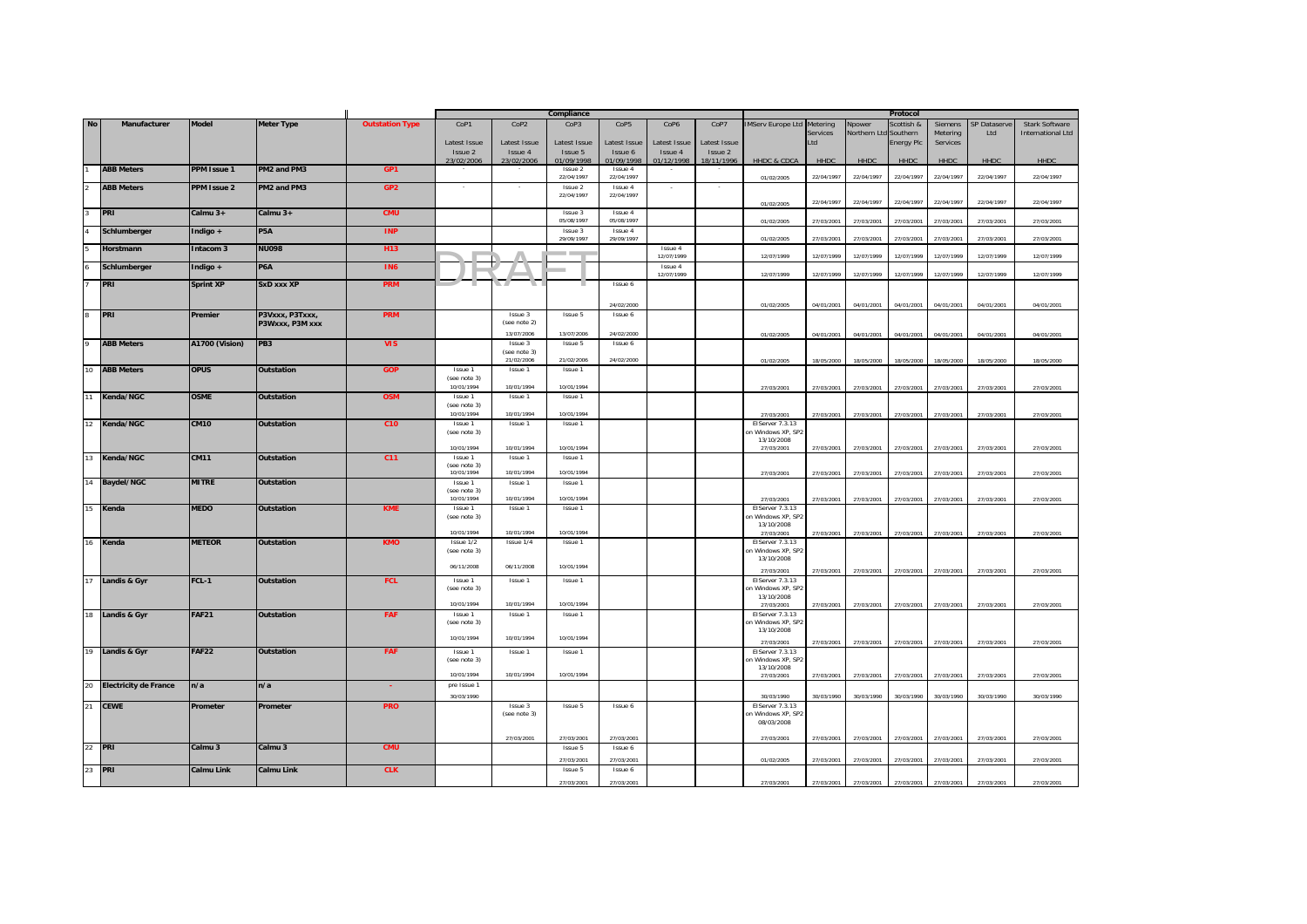| No | Manufacturer | Model | Meter Type | Outstation Type | Compliance | | | | | | Protocol | | | | | | |
|---|---|---|---|---|---|---|---|---|---|---|---|---|---|---|---|---|---|
| | | | | | CoP1 | CoP2 | CoP3 | CoP5 | CoP6 | CoP7 | IMServ Europe Ltd | Metering Services Ltd | Npower Northern Ltd | Scottish & Southern Energy Plc | Siemens Metering Services | SP Dataserve Ltd | Stark Software International Ltd |
| | | | | | Latest Issue Issue 2 23/02/2006 | Latest Issue Issue 4 23/02/2006 | Latest Issue Issue 5 01/09/1998 | Latest Issue Issue 6 01/09/1998 | Latest Issue Issue 4 01/12/1998 | Latest Issue Issue 2 18/11/1996 | HHDC & CDCA | HHDC | HHDC | HHDC | HHDC | HHDC | HHDC |
| 1 | ABB Meters | PPM Issue 1 | PM2 and PM3 | GP1 | - | - | Issue 2 22/04/1997 | Issue 4 22/04/1997 | - | - | 01/02/2005 | 22/04/1997 | 22/04/1997 | 22/04/1997 | 22/04/1997 | 22/04/1997 | 22/04/1997 |
| 2 | ABB Meters | PPM Issue 2 | PM2 and PM3 | GP2 | - | - | Issue 2 22/04/1997 | Issue 4 22/04/1997 | - | - | 01/02/2005 | 22/04/1997 | 22/04/1997 | 22/04/1997 | 22/04/1997 | 22/04/1997 | 22/04/1997 |
| 3 | PRI | Calmu 3+ | Calmu 3+ | CMU | | | Issue 3 05/08/1997 | Issue 4 05/08/1997 | | | 01/02/2005 | 27/03/2001 | 27/03/2001 | 27/03/2001 | 27/03/2001 | 27/03/2001 | 27/03/2001 |
| 4 | Schlumberger | Indigo + | P5A | INP | | | Issue 3 29/09/1997 | Issue 4 29/09/1997 | | | 01/02/2005 | 27/03/2001 | 27/03/2001 | 27/03/2001 | 27/03/2001 | 27/03/2001 | 27/03/2001 |
| 5 | Horstmann | Intacom 3 | NU098 | H13 | | | | | Issue 4 12/07/1999 | | 12/07/1999 | 12/07/1999 | 12/07/1999 | 12/07/1999 | 12/07/1999 | 12/07/1999 | 12/07/1999 |
| 6 | Schlumberger | Indigo + | P6A | IN6 | | | | | Issue 4 12/07/1999 | | 12/07/1999 | 12/07/1999 | 12/07/1999 | 12/07/1999 | 12/07/1999 | 12/07/1999 | 12/07/1999 |
| 7 | PRI | Sprint XP | SxD xxx XP | PRM | | | | Issue 6 24/02/2000 | | | 01/02/2005 | 04/01/2001 | 04/01/2001 | 04/01/2001 | 04/01/2001 | 04/01/2001 | 04/01/2001 |
| 8 | PRI | Premier | P3Vxxx, P3Txxx, P3Wxxx, P3Mxxx | PRM | | Issue 3 (see note 2) 13/07/2006 | Issue 5 13/07/2006 | Issue 6 24/02/2000 | | | 01/02/2005 | 04/01/2001 | 04/01/2001 | 04/01/2001 | 04/01/2001 | 04/01/2001 | 04/01/2001 |
| 9 | ABB Meters | A1700 (Vision) | PB3 | VIS | | Issue 3 (see note 3) 21/02/2006 | Issue 5 21/02/2006 | Issue 6 24/02/2000 | | | 01/02/2005 | 18/05/2000 | 18/05/2000 | 18/05/2000 | 18/05/2000 | 18/05/2000 | 18/05/2000 |
| 10 | ABB Meters | OPUS | Outstation | GOP | Issue 1 (see note 3) 10/01/1994 | Issue 1 10/01/1994 | Issue 1 10/01/1994 | | | | 27/03/2001 | 27/03/2001 | 27/03/2001 | 27/03/2001 | 27/03/2001 | 27/03/2001 | 27/03/2001 |
| 11 | Kenda/NGC | OSME | Outstation | OSM | Issue 1 (see note 3) 10/01/1994 | Issue 1 10/01/1994 | Issue 1 10/01/1994 | | | | 27/03/2001 | 27/03/2001 | 27/03/2001 | 27/03/2001 | 27/03/2001 | 27/03/2001 | 27/03/2001 |
| 12 | Kenda/NGC | CM10 | Outstation | C10 | Issue 1 (see note 3) 10/01/1994 | Issue 1 10/01/1994 | Issue 1 10/01/1994 | | | | ElServer 7.3.13 on Windows XP, SP2 13/10/2008 27/03/2001 | 27/03/2001 | 27/03/2001 | 27/03/2001 | 27/03/2001 | 27/03/2001 | 27/03/2001 |
| 13 | Kenda/NGC | CM11 | Outstation | C11 | Issue 1 (see note 3) 10/01/1994 | Issue 1 10/01/1994 | Issue 1 10/01/1994 | | | | 27/03/2001 | 27/03/2001 | 27/03/2001 | 27/03/2001 | 27/03/2001 | 27/03/2001 | 27/03/2001 |
| 14 | Baydel/NGC | MITRE | Outstation | | Issue 1 (see note 3) 10/01/1994 | Issue 1 10/01/1994 | Issue 1 10/01/1994 | | | | 27/03/2001 | 27/03/2001 | 27/03/2001 | 27/03/2001 | 27/03/2001 | 27/03/2001 | 27/03/2001 |
| 15 | Kenda | MEDO | Outstation | KME | Issue 1 (see note 3) 10/01/1994 | Issue 1 10/01/1994 | Issue 1 10/01/1994 | | | | ElServer 7.3.13 on Windows XP, SP2 13/10/2008 27/03/2001 | 27/03/2001 | 27/03/2001 | 27/03/2001 | 27/03/2001 | 27/03/2001 | 27/03/2001 |
| 16 | Kenda | METEOR | Outstation | KMO | Issue 1/2 (see note 3) 06/11/2008 | Issue 1/4 06/11/2008 | Issue 1 10/01/1994 | | | | ElServer 7.3.13 on Windows XP, SP2 13/10/2008 27/03/2001 | 27/03/2001 | 27/03/2001 | 27/03/2001 | 27/03/2001 | 27/03/2001 | 27/03/2001 |
| 17 | Landis & Gyr | FCL-1 | Outstation | FCL | Issue 1 (see note 3) 10/01/1994 | Issue 1 10/01/1994 | Issue 1 10/01/1994 | | | | ElServer 7.3.13 on Windows XP, SP2 13/10/2008 27/03/2001 | 27/03/2001 | 27/03/2001 | 27/03/2001 | 27/03/2001 | 27/03/2001 | 27/03/2001 |
| 18 | Landis & Gyr | FAF21 | Outstation | FAF | Issue 1 (see note 3) 10/01/1994 | Issue 1 10/01/1994 | Issue 1 10/01/1994 | | | | ElServer 7.3.13 on Windows XP, SP2 13/10/2008 27/03/2001 | 27/03/2001 | 27/03/2001 | 27/03/2001 | 27/03/2001 | 27/03/2001 | 27/03/2001 |
| 19 | Landis & Gyr | FAF22 | Outstation | FAF | Issue 1 (see note 3) 10/01/1994 | Issue 1 10/01/1994 | Issue 1 10/01/1994 | | | | ElServer 7.3.13 on Windows XP, SP2 13/10/2008 27/03/2001 | 27/03/2001 | 27/03/2001 | 27/03/2001 | 27/03/2001 | 27/03/2001 | 27/03/2001 |
| 20 | Electricity de France | n/a | n/a | - | pre Issue 1 30/03/1990 | | | | | | 30/03/1990 | 30/03/1990 | 30/03/1990 | 30/03/1990 | 30/03/1990 | 30/03/1990 | 30/03/1990 |
| 21 | CEWE | Prometer | Prometer | PRO | | Issue 3 (see note 3) 27/03/2001 | Issue 5 27/03/2001 | Issue 6 27/03/2001 | | | ElServer 7.3.13 on Windows XP, SP2 08/03/2008 27/03/2001 | 27/03/2001 | 27/03/2001 | 27/03/2001 | 27/03/2001 | 27/03/2001 | 27/03/2001 |
| 22 | PRI | Calmu 3 | Calmu 3 | CMU | | | Issue 5 27/03/2001 | Issue 6 27/03/2001 | | | 01/02/2005 | 27/03/2001 | 27/03/2001 | 27/03/2001 | 27/03/2001 | 27/03/2001 | 27/03/2001 |
| 23 | PRI | Calmu Link | Calmu Link | CLK | | | Issue 5 27/03/2001 | Issue 6 27/03/2001 | | | 27/03/2001 | 27/03/2001 | 27/03/2001 | 27/03/2001 | 27/03/2001 | 27/03/2001 | 27/03/2001 |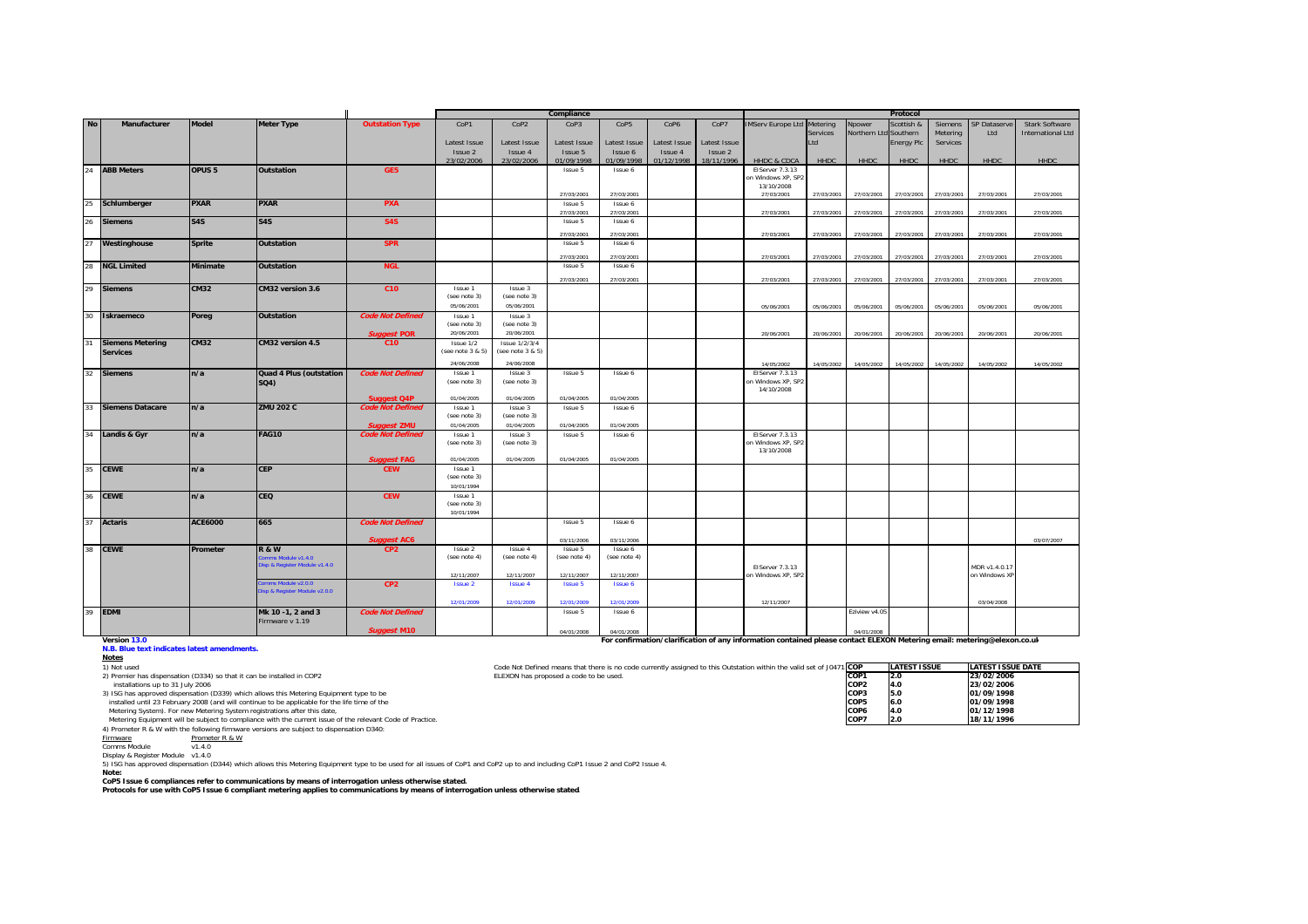| No | Manufacturer | Model | Meter Type | Outstation Type | Compliance | | | | | | Protocol | | | | | | |
|---|---|---|---|---|---|---|---|---|---|---|---|---|---|---|---|---|---|
| | | | | | CoP1 Latest Issue Issue 2 23/02/2006 | CoP2 Latest Issue Issue 4 23/02/2006 | CoP3 Latest Issue Issue 5 01/09/1998 | CoP5 Latest Issue Issue 6 01/09/1998 | CoP6 Latest Issue Issue 4 01/12/1998 | CoP7 Latest Issue Issue 2 18/11/1996 | IMServ Europe Ltd HHDC & CDCA | Metering Services Ltd HHDC | Npower Northern Ltd HHDC | Scottish & Southern Energy Plc HHDC | Siemens Metering Services HHDC | SP Dataserve Ltd HHDC | Stark Software International Ltd HHDC |
| 24 | **ABB Meters** | **OPUS 5** | **Outstation** | **GE5** | | | Issue 5 27/03/2001 | Issue 6 27/03/2001 | | | EI Server 7.3.13 on Windows XP, SP2 13/10/2008 27/03/2001 | 27/03/2001 | 27/03/2001 | 27/03/2001 | 27/03/2001 | 27/03/2001 | 27/03/2001 |
| 25 | **Schlumberger** | **PXAR** | **PXAR** | **PXA** | | | Issue 5 27/03/2001 | Issue 6 27/03/2001 | | | 27/03/2001 | 27/03/2001 | 27/03/2001 | 27/03/2001 | 27/03/2001 | 27/03/2001 | 27/03/2001 |
| 26 | **Siemens** | **S4S** | **S4S** | **S4S** | | | Issue 5 27/03/2001 | Issue 6 27/03/2001 | | | 27/03/2001 | 27/03/2001 | 27/03/2001 | 27/03/2001 | 27/03/2001 | 27/03/2001 | 27/03/2001 |
| 27 | **Westinghouse** | **Sprite** | **Outstation** | **SPR** | | | Issue 5 27/03/2001 | Issue 6 27/03/2001 | | | 27/03/2001 | 27/03/2001 | 27/03/2001 | 27/03/2001 | 27/03/2001 | 27/03/2001 | 27/03/2001 |
| 28 | **NGL Limited** | **Minimate** | **Outstation** | **NGL** | | | Issue 5 27/03/2001 | Issue 6 27/03/2001 | | | 27/03/2001 | 27/03/2001 | 27/03/2001 | 27/03/2001 | 27/03/2001 | 27/03/2001 | 27/03/2001 |
| 29 | **Siemens** | **CM32** | **CM32 version 3.6** | **C10** | Issue 1 (see note 3) 05/06/2001 | Issue 3 (see note 3) 05/06/2001 | | | | | 05/06/2001 | 05/06/2001 | 05/06/2001 | 05/06/2001 | 05/06/2001 | 05/06/2001 | 05/06/2001 |
| 30 | **Iskraemeco** | **Poreg** | **Outstation** | ***Code Not Defined*** ***Suggest POR*** | Issue 1 (see note 3) 20/06/2001 | Issue 3 (see note 3) 20/06/2001 | | | | | 20/06/2001 | 20/06/2001 | 20/06/2001 | 20/06/2001 | 20/06/2001 | 20/06/2001 | 20/06/2001 |
| 31 | **Siemens Metering Services** | **CM32** | **CM32 version 4.5** | **C10** | Issue 1/2 (see note 3 & 5) 24/06/2008 | Issue 1/2/3/4 (see note 3 & 5) 24/06/2008 | | | | | 14/05/2002 | 14/05/2002 | 14/05/2002 | 14/05/2002 | 14/05/2002 | 14/05/2002 | 14/05/2002 |
| 32 | **Siemens** | **n/a** | **Quad 4 Plus (outstation SQ4)** | ***Code Not Defined*** ***Suggest Q4P*** | Issue 1 (see note 3) 01/04/2005 | Issue 3 (see note 3) 01/04/2005 | Issue 5 01/04/2005 | Issue 6 01/04/2005 | | | EI Server 7.3.13 on Windows XP, SP2 14/10/2008 | | | | | | |
| 33 | **Siemens Datacare** | **n/a** | **ZMU 202 C** | ***Code Not Defined*** ***Suggest ZMU*** | Issue 1 (see note 3) 01/04/2005 | Issue 3 (see note 3) 01/04/2005 | Issue 5 01/04/2005 | Issue 6 01/04/2005 | | | | | | | | | |
| 34 | **Landis & Gyr** | **n/a** | **FAG10** | ***Code Not Defined*** ***Suggest FAG*** | Issue 1 (see note 3) 01/04/2005 | Issue 3 (see note 3) 01/04/2005 | Issue 5 01/04/2005 | Issue 6 01/04/2005 | | | EI Server 7.3.13 on Windows XP, SP2 13/10/2008 | | | | | | |
| 35 | **CEWE** | **n/a** | **CEP** | **CEW** | Issue 1 (see note 3) 10/01/1994 | | | | | | | | | | | | |
| 36 | **CEWE** | **n/a** | **CEQ** | **CEW** | Issue 1 (see note 3) 10/01/1994 | | | | | | | | | | | | |
| 37 | **Actaris** | **ACE6000** | **665** | ***Code Not Defined*** ***Suggest AC6*** | | | Issue 5 03/11/2006 | Issue 6 03/11/2006 | | | | | | | | | 03/07/2007 |
| 38 | **CEWE** | **Prometer** | **R & W** Comms Module v1.4.0 Disp & Register Module v1.4.0 | **CP2** | Issue 2 (see note 4) 12/11/2007 | Issue 4 (see note 4) 12/11/2007 | Issue 5 (see note 4) 12/11/2007 | Issue 6 (see note 4) 12/11/2007 | | | EI Server 7.3.13 on Windows XP, SP2 | | | | | MDR v1.4.0.17 on Windows XP | |
| | | | Comms Module v2.0.0 Disp & Register Module v2.0.0 | **CP2** | Issue 2 12/01/2009 | Issue 4 12/01/2009 | Issue 5 12/01/2009 | Issue 6 12/01/2009 | | | 12/11/2007 | | | | | 03/04/2008 | |
| 39 | **EDMI** | | **Mk 10 -1, 2 and 3** Firmware v 1.19 | ***Code Not Defined*** ***Suggest M10*** | | | Issue 5 04/01/2008 | Issue 6 04/01/2008 | | | | | Eziview v4.05 04/01/2008 | | | | |

**Version 13.0**

**N.B. Blue text indicates latest amendments.**

**For confirmation/clarification of any information contained please contact ELEXON Metering email: metering@elexon.co.uk**

**Notes**

1) Not used

2) Premier has dispensation (D334) so that it can be installed in COP2 installations up to 31 July 2006

3) ISG has approved dispensation (D339) which allows this Metering Equipment type to be installed until 23 February 2008 (and will continue to be applicable for the life time of the Metering System). For new Metering System registrations after this date, Metering Equipment will be subject to compliance with the current issue of the relevant Code of Practice.

4) Prometer R & W with the following firmware versions are subject to dispensation D340:

| Firmware | Prometer R & W |
|---|---|
| Comms Module | v1.4.0 |
| Display & Register Module | v1.4.0 |

5) ISG has approved dispensation (D344) which allows this Metering Equipment type to be used for all issues of CoP1 and CoP2 up to and including CoP1 Issue 2 and CoP2 Issue 4.

**Note:**

**CoP5 Issue 6 compliances refer to communications by means of interrogation unless otherwise stated.**

**Protocols for use with CoP5 Issue 6 compliant metering applies to communications by means of interrogation unless otherwise stated**

Code Not Defined means that there is no code currently assigned to this Outstation within the valid set of J0471. ELEXON has proposed a code to be used.

| COP | LATEST ISSUE | LATEST ISSUE DATE |
|---|---|---|
| COP1 | 2.0 | 23/02/2006 |
| COP2 | 4.0 | 23/02/2006 |
| COP3 | 5.0 | 01/09/1998 |
| COP5 | 6.0 | 01/09/1998 |
| COP6 | 4.0 | 01/12/1998 |
| COP7 | 2.0 | 18/11/1996 |